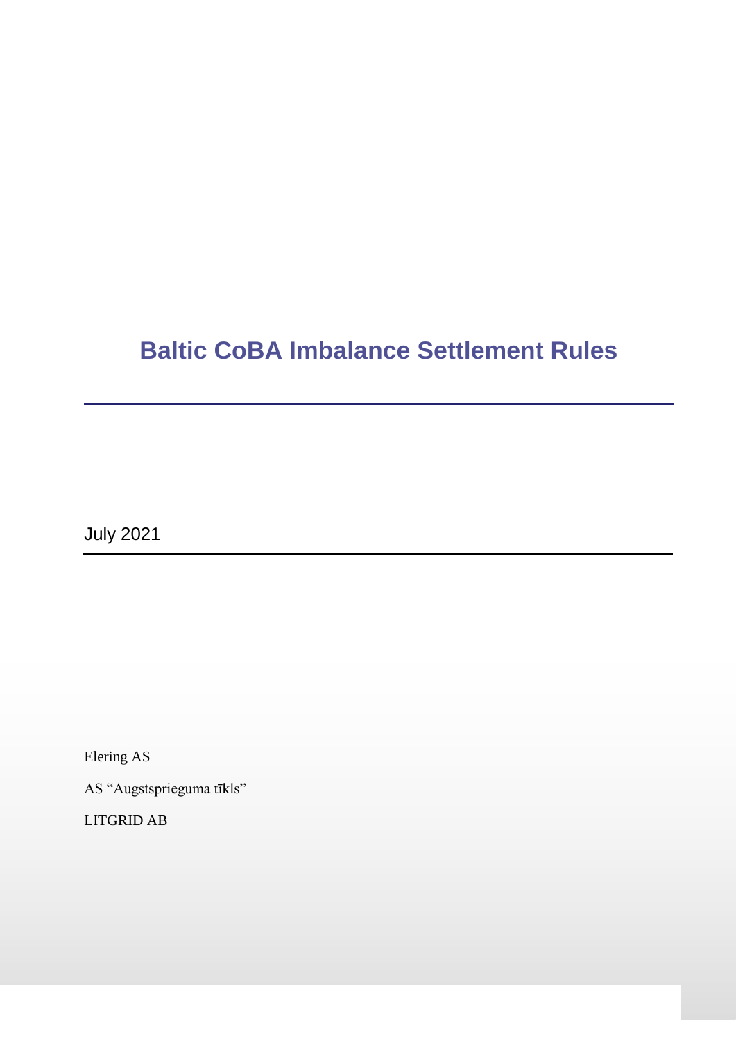# Baltic CoBA Imbalance Settlement Rules

July 2021

Elering AS

AS “Augstsprieguma tīkls”

LITGRID AB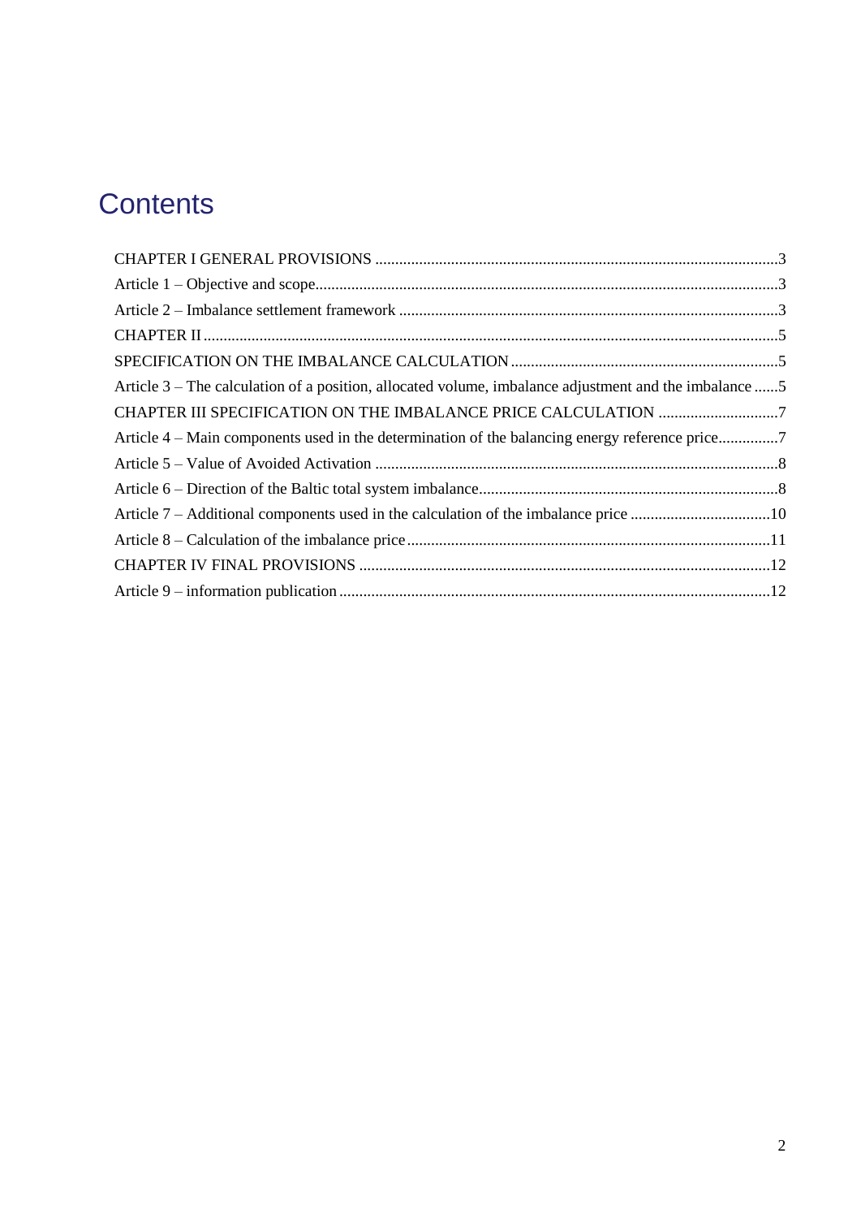# Contents

CHAPTER I GENERAL PROVISIONS ....................................................................................................3

Article 1 – Objective and scope..................................................................................................................3

Article 2 – Imbalance settlement framework ..............................................................................................3

CHAPTER II ................................................................................................................................................5

SPECIFICATION ON THE IMBALANCE CALCULATION ..................................................................5

Article 3 – The calculation of a position, allocated volume, imbalance adjustment and the imbalance ......5

CHAPTER III SPECIFICATION ON THE IMBALANCE PRICE CALCULATION ..............................7

Article 4 – Main components used in the determination of the balancing energy reference price...............7

Article 5 – Value of Avoided Activation ......................................................................................................8

Article 6 – Direction of the Baltic total system imbalance...........................................................................8

Article 7 – Additional components used in the calculation of the imbalance price ...................................10

Article 8 – Calculation of the imbalance price ...........................................................................................11

CHAPTER IV FINAL PROVISIONS .......................................................................................................12

Article 9 – information publication ...........................................................................................................12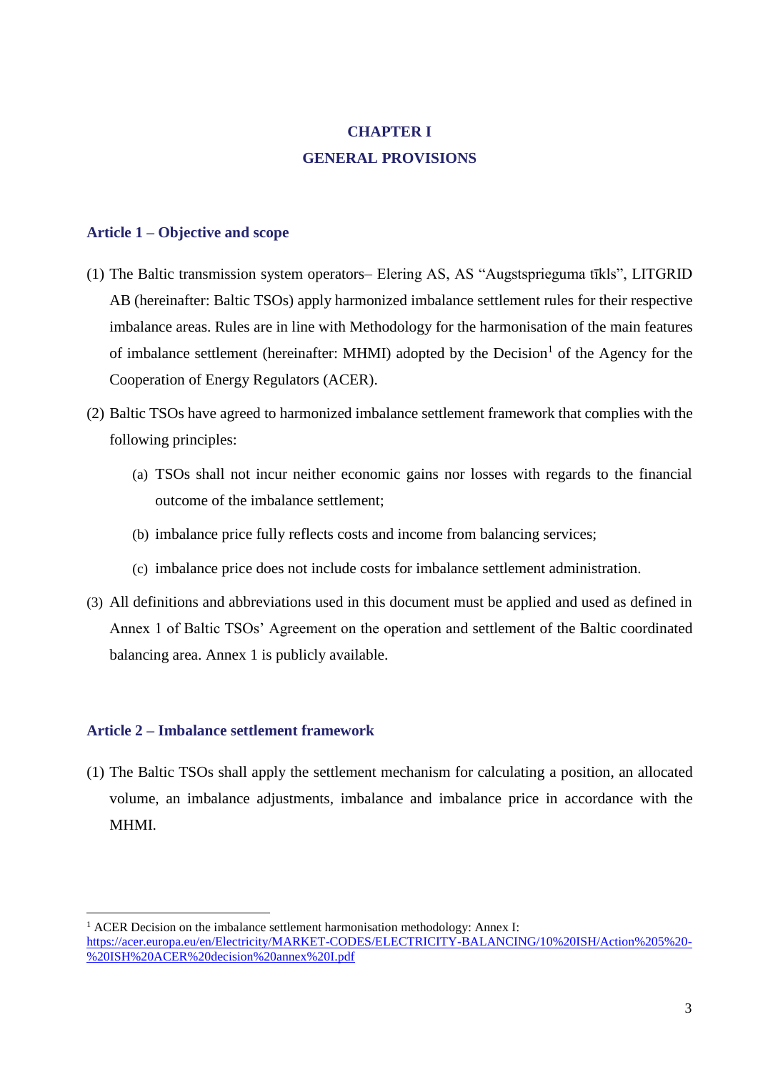# CHAPTER I
# GENERAL PROVISIONS

## Article 1 – Objective and scope

(1) The Baltic transmission system operators– Elering AS, AS "Augstsprieguma tīkls", LITGRID AB (hereinafter: Baltic TSOs) apply harmonized imbalance settlement rules for their respective imbalance areas. Rules are in line with Methodology for the harmonisation of the main features of imbalance settlement (hereinafter: MHMI) adopted by the Decision[1] of the Agency for the Cooperation of Energy Regulators (ACER).

(2) Baltic TSOs have agreed to harmonized imbalance settlement framework that complies with the following principles:

(a) TSOs shall not incur neither economic gains nor losses with regards to the financial outcome of the imbalance settlement;

(b) imbalance price fully reflects costs and income from balancing services;

(c) imbalance price does not include costs for imbalance settlement administration.

(3) All definitions and abbreviations used in this document must be applied and used as defined in Annex 1 of Baltic TSOs' Agreement on the operation and settlement of the Baltic coordinated balancing area. Annex 1 is publicly available.

## Article 2 – Imbalance settlement framework

(1) The Baltic TSOs shall apply the settlement mechanism for calculating a position, an allocated volume, an imbalance adjustments, imbalance and imbalance price in accordance with the MHMI.

---

[1] ACER Decision on the imbalance settlement harmonisation methodology: Annex I: https://acer.europa.eu/en/Electricity/MARKET-CODES/ELECTRICITY-BALANCING/10%20ISH/Action%205%20-%20ISH%20ACER%20decision%20annex%20I.pdf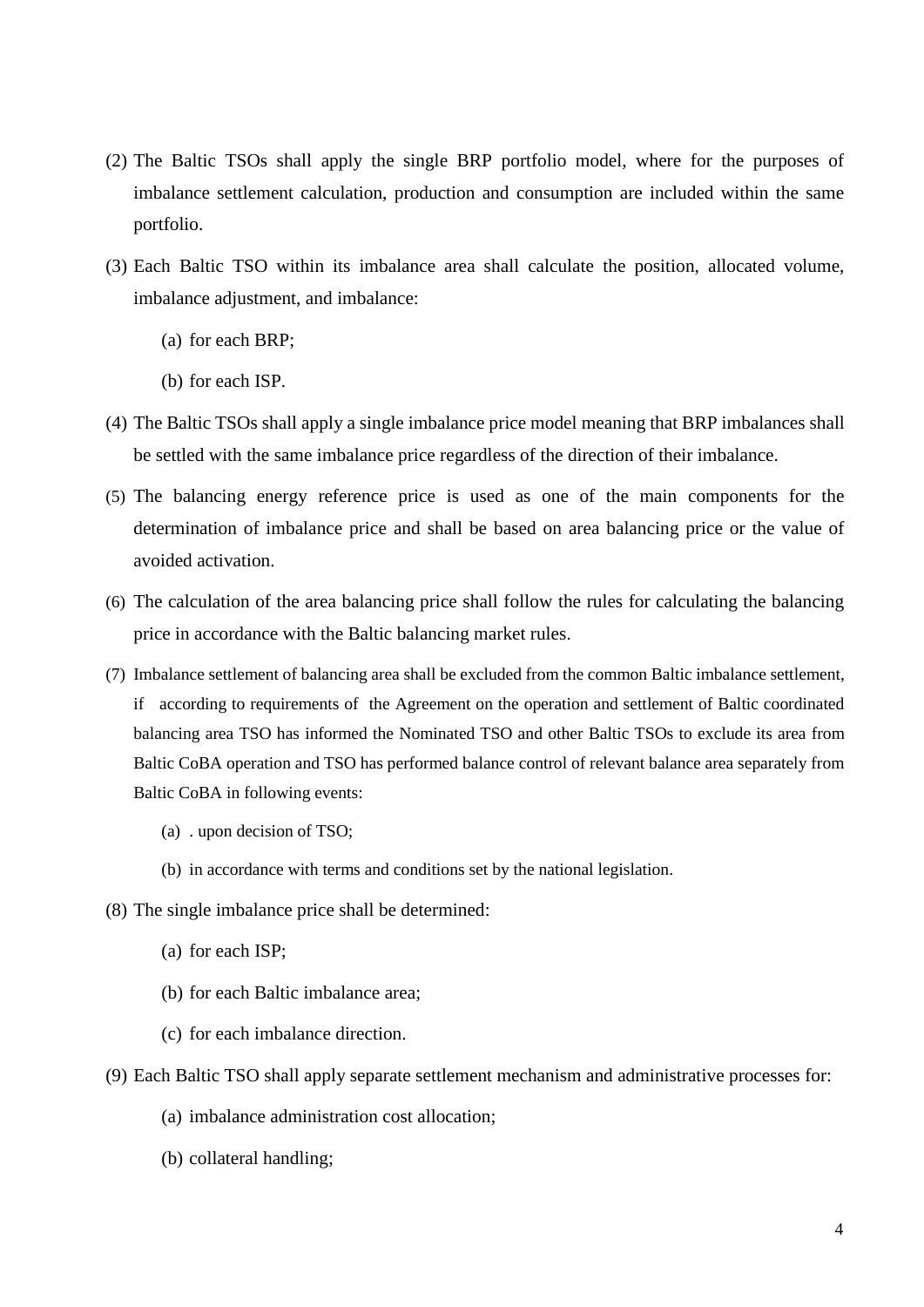(2) The Baltic TSOs shall apply the single BRP portfolio model, where for the purposes of imbalance settlement calculation, production and consumption are included within the same portfolio.

(3) Each Baltic TSO within its imbalance area shall calculate the position, allocated volume, imbalance adjustment, and imbalance:

   (a) for each BRP;

   (b) for each ISP.

(4) The Baltic TSOs shall apply a single imbalance price model meaning that BRP imbalances shall be settled with the same imbalance price regardless of the direction of their imbalance.

(5) The balancing energy reference price is used as one of the main components for the determination of imbalance price and shall be based on area balancing price or the value of avoided activation.

(6) The calculation of the area balancing price shall follow the rules for calculating the balancing price in accordance with the Baltic balancing market rules.

(7) Imbalance settlement of balancing area shall be excluded from the common Baltic imbalance settlement, if according to requirements of the Agreement on the operation and settlement of Baltic coordinated balancing area TSO has informed the Nominated TSO and other Baltic TSOs to exclude its area from Baltic CoBA operation and TSO has performed balance control of relevant balance area separately from Baltic CoBA in following events:

   (a) . upon decision of TSO;

   (b) in accordance with terms and conditions set by the national legislation.

(8) The single imbalance price shall be determined:

   (a) for each ISP;

   (b) for each Baltic imbalance area;

   (c) for each imbalance direction.

(9) Each Baltic TSO shall apply separate settlement mechanism and administrative processes for:

   (a) imbalance administration cost allocation;

   (b) collateral handling;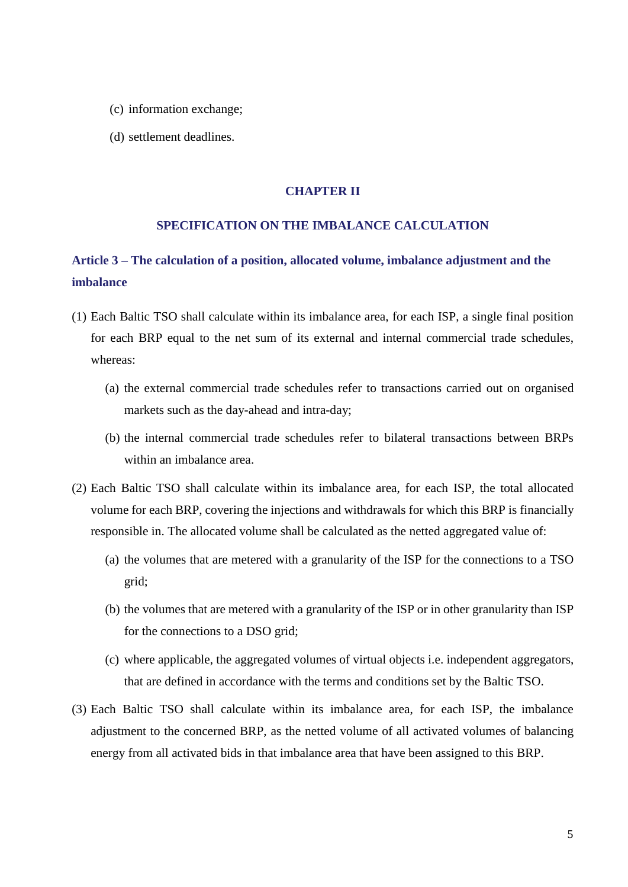(c) information exchange;

(d) settlement deadlines.

## CHAPTER II

## SPECIFICATION ON THE IMBALANCE CALCULATION

### Article 3 – The calculation of a position, allocated volume, imbalance adjustment and the imbalance

(1) Each Baltic TSO shall calculate within its imbalance area, for each ISP, a single final position for each BRP equal to the net sum of its external and internal commercial trade schedules, whereas:

   (a) the external commercial trade schedules refer to transactions carried out on organised markets such as the day-ahead and intra-day;

   (b) the internal commercial trade schedules refer to bilateral transactions between BRPs within an imbalance area.

(2) Each Baltic TSO shall calculate within its imbalance area, for each ISP, the total allocated volume for each BRP, covering the injections and withdrawals for which this BRP is financially responsible in. The allocated volume shall be calculated as the netted aggregated value of:

   (a) the volumes that are metered with a granularity of the ISP for the connections to a TSO grid;

   (b) the volumes that are metered with a granularity of the ISP or in other granularity than ISP for the connections to a DSO grid;

   (c) where applicable, the aggregated volumes of virtual objects i.e. independent aggregators, that are defined in accordance with the terms and conditions set by the Baltic TSO.

(3) Each Baltic TSO shall calculate within its imbalance area, for each ISP, the imbalance adjustment to the concerned BRP, as the netted volume of all activated volumes of balancing energy from all activated bids in that imbalance area that have been assigned to this BRP.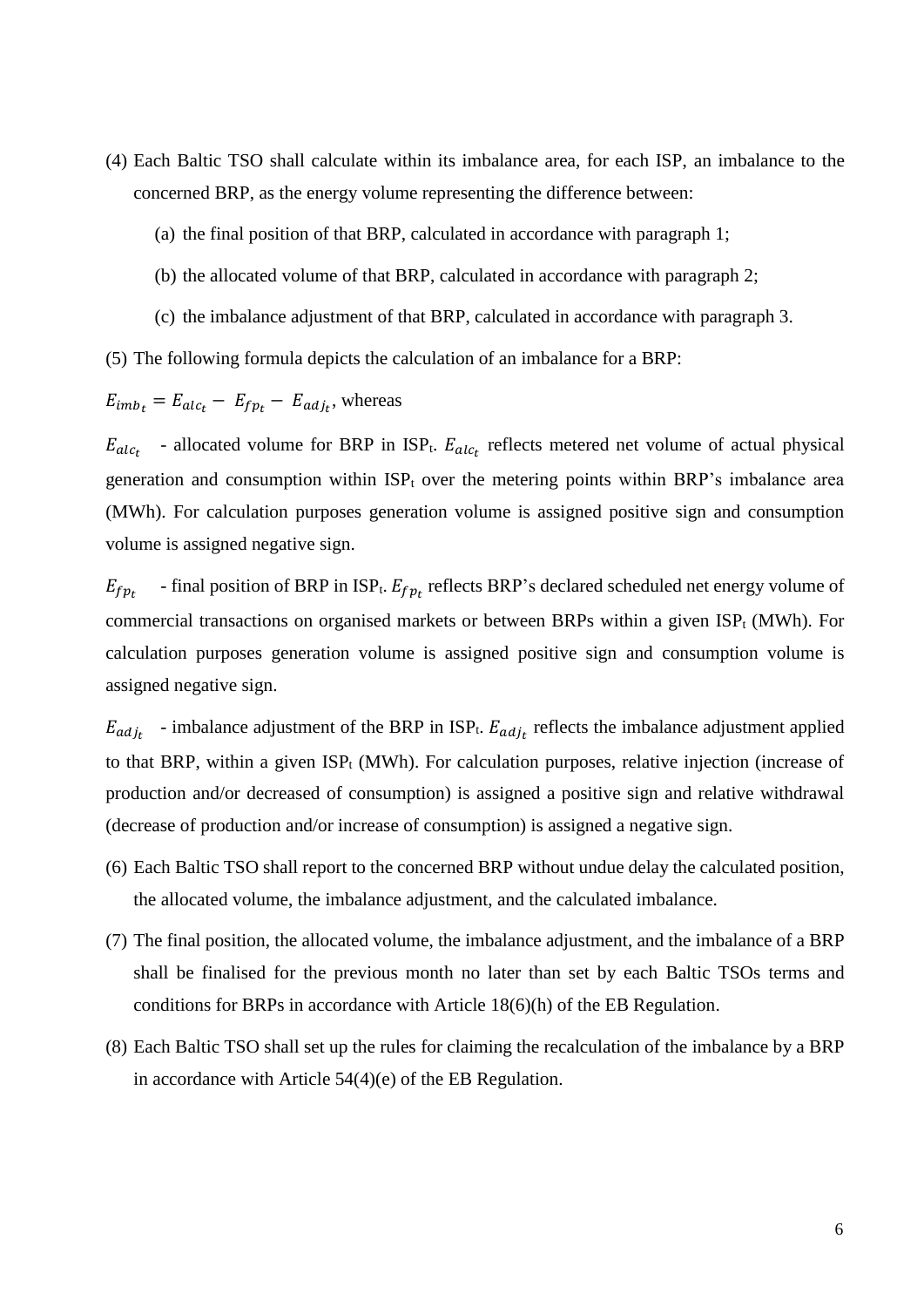(4) Each Baltic TSO shall calculate within its imbalance area, for each ISP, an imbalance to the concerned BRP, as the energy volume representing the difference between:

   (a) the final position of that BRP, calculated in accordance with paragraph 1;

   (b) the allocated volume of that BRP, calculated in accordance with paragraph 2;

   (c) the imbalance adjustment of that BRP, calculated in accordance with paragraph 3.

(5) The following formula depicts the calculation of an imbalance for a BRP:

$E_{imb_t} = E_{alc_t} - E_{fp_t} - E_{adj_t}$, whereas

$E_{alc_t}$ - allocated volume for BRP in $ISP_t$. $E_{alc_t}$ reflects metered net volume of actual physical generation and consumption within $ISP_t$ over the metering points within BRP's imbalance area (MWh). For calculation purposes generation volume is assigned positive sign and consumption volume is assigned negative sign.

$E_{fp_t}$ - final position of BRP in $ISP_t$. $E_{fp_t}$ reflects BRP's declared scheduled net energy volume of commercial transactions on organised markets or between BRPs within a given $ISP_t$ (MWh). For calculation purposes generation volume is assigned positive sign and consumption volume is assigned negative sign.

$E_{adj_t}$ - imbalance adjustment of the BRP in $ISP_t$. $E_{adj_t}$ reflects the imbalance adjustment applied to that BRP, within a given $ISP_t$ (MWh). For calculation purposes, relative injection (increase of production and/or decreased of consumption) is assigned a positive sign and relative withdrawal (decrease of production and/or increase of consumption) is assigned a negative sign.

(6) Each Baltic TSO shall report to the concerned BRP without undue delay the calculated position, the allocated volume, the imbalance adjustment, and the calculated imbalance.

(7) The final position, the allocated volume, the imbalance adjustment, and the imbalance of a BRP shall be finalised for the previous month no later than set by each Baltic TSOs terms and conditions for BRPs in accordance with Article 18(6)(h) of the EB Regulation.

(8) Each Baltic TSO shall set up the rules for claiming the recalculation of the imbalance by a BRP in accordance with Article 54(4)(e) of the EB Regulation.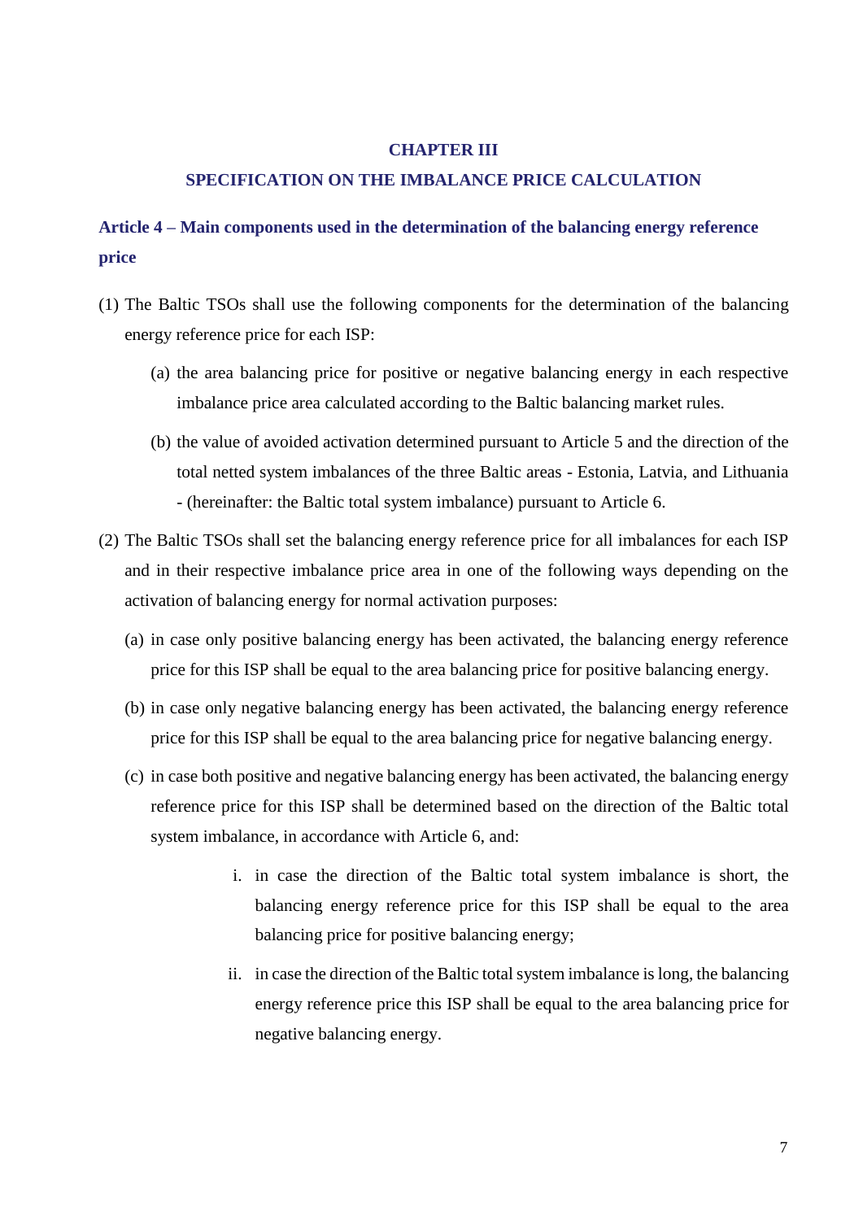## CHAPTER III

## SPECIFICATION ON THE IMBALANCE PRICE CALCULATION

### Article 4 – Main components used in the determination of the balancing energy reference price

(1) The Baltic TSOs shall use the following components for the determination of the balancing energy reference price for each ISP:

   (a) the area balancing price for positive or negative balancing energy in each respective imbalance price area calculated according to the Baltic balancing market rules.

   (b) the value of avoided activation determined pursuant to Article 5 and the direction of the total netted system imbalances of the three Baltic areas - Estonia, Latvia, and Lithuania - (hereinafter: the Baltic total system imbalance) pursuant to Article 6.

(2) The Baltic TSOs shall set the balancing energy reference price for all imbalances for each ISP and in their respective imbalance price area in one of the following ways depending on the activation of balancing energy for normal activation purposes:

   (a) in case only positive balancing energy has been activated, the balancing energy reference price for this ISP shall be equal to the area balancing price for positive balancing energy.

   (b) in case only negative balancing energy has been activated, the balancing energy reference price for this ISP shall be equal to the area balancing price for negative balancing energy.

   (c) in case both positive and negative balancing energy has been activated, the balancing energy reference price for this ISP shall be determined based on the direction of the Baltic total system imbalance, in accordance with Article 6, and:

      i. in case the direction of the Baltic total system imbalance is short, the balancing energy reference price for this ISP shall be equal to the area balancing price for positive balancing energy;

      ii. in case the direction of the Baltic total system imbalance is long, the balancing energy reference price this ISP shall be equal to the area balancing price for negative balancing energy.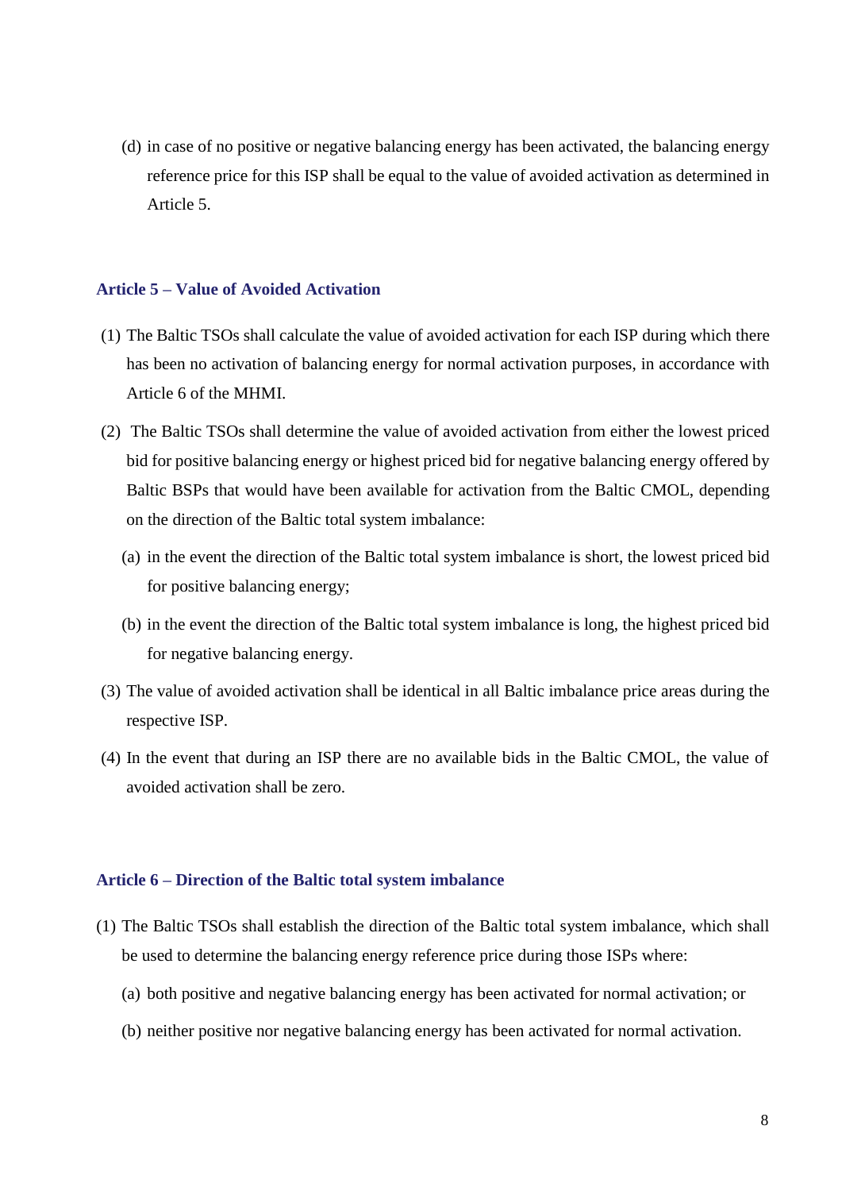(d) in case of no positive or negative balancing energy has been activated, the balancing energy reference price for this ISP shall be equal to the value of avoided activation as determined in Article 5.

### Article 5 – Value of Avoided Activation

(1) The Baltic TSOs shall calculate the value of avoided activation for each ISP during which there has been no activation of balancing energy for normal activation purposes, in accordance with Article 6 of the MHMI.

(2) The Baltic TSOs shall determine the value of avoided activation from either the lowest priced bid for positive balancing energy or highest priced bid for negative balancing energy offered by Baltic BSPs that would have been available for activation from the Baltic CMOL, depending on the direction of the Baltic total system imbalance:

(a) in the event the direction of the Baltic total system imbalance is short, the lowest priced bid for positive balancing energy;

(b) in the event the direction of the Baltic total system imbalance is long, the highest priced bid for negative balancing energy.

(3) The value of avoided activation shall be identical in all Baltic imbalance price areas during the respective ISP.

(4) In the event that during an ISP there are no available bids in the Baltic CMOL, the value of avoided activation shall be zero.

### Article 6 – Direction of the Baltic total system imbalance

(1) The Baltic TSOs shall establish the direction of the Baltic total system imbalance, which shall be used to determine the balancing energy reference price during those ISPs where:

(a) both positive and negative balancing energy has been activated for normal activation; or

(b) neither positive nor negative balancing energy has been activated for normal activation.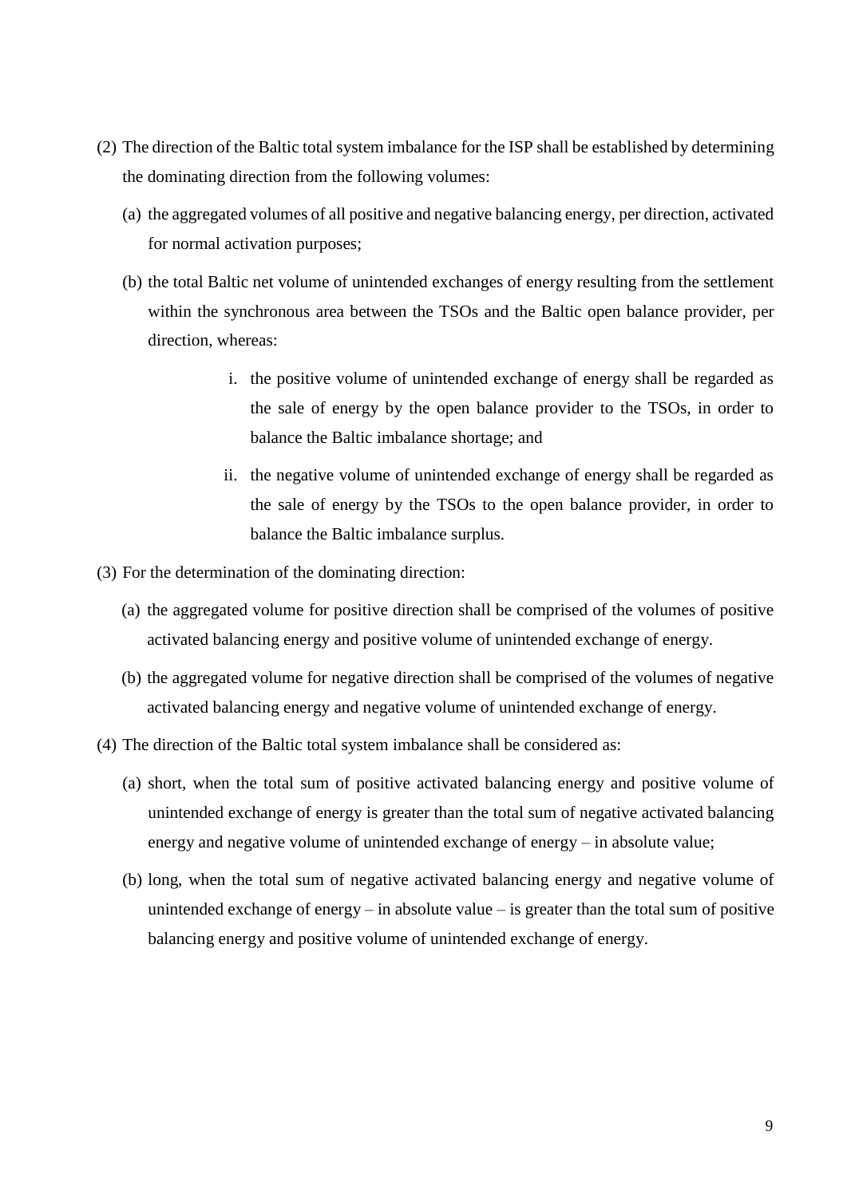(2) The direction of the Baltic total system imbalance for the ISP shall be established by determining the dominating direction from the following volumes:

   (a) the aggregated volumes of all positive and negative balancing energy, per direction, activated for normal activation purposes;

   (b) the total Baltic net volume of unintended exchanges of energy resulting from the settlement within the synchronous area between the TSOs and the Baltic open balance provider, per direction, whereas:

      i. the positive volume of unintended exchange of energy shall be regarded as the sale of energy by the open balance provider to the TSOs, in order to balance the Baltic imbalance shortage; and

      ii. the negative volume of unintended exchange of energy shall be regarded as the sale of energy by the TSOs to the open balance provider, in order to balance the Baltic imbalance surplus.

(3) For the determination of the dominating direction:

   (a) the aggregated volume for positive direction shall be comprised of the volumes of positive activated balancing energy and positive volume of unintended exchange of energy.

   (b) the aggregated volume for negative direction shall be comprised of the volumes of negative activated balancing energy and negative volume of unintended exchange of energy.

(4) The direction of the Baltic total system imbalance shall be considered as:

   (a) short, when the total sum of positive activated balancing energy and positive volume of unintended exchange of energy is greater than the total sum of negative activated balancing energy and negative volume of unintended exchange of energy – in absolute value;

   (b) long, when the total sum of negative activated balancing energy and negative volume of unintended exchange of energy – in absolute value – is greater than the total sum of positive balancing energy and positive volume of unintended exchange of energy.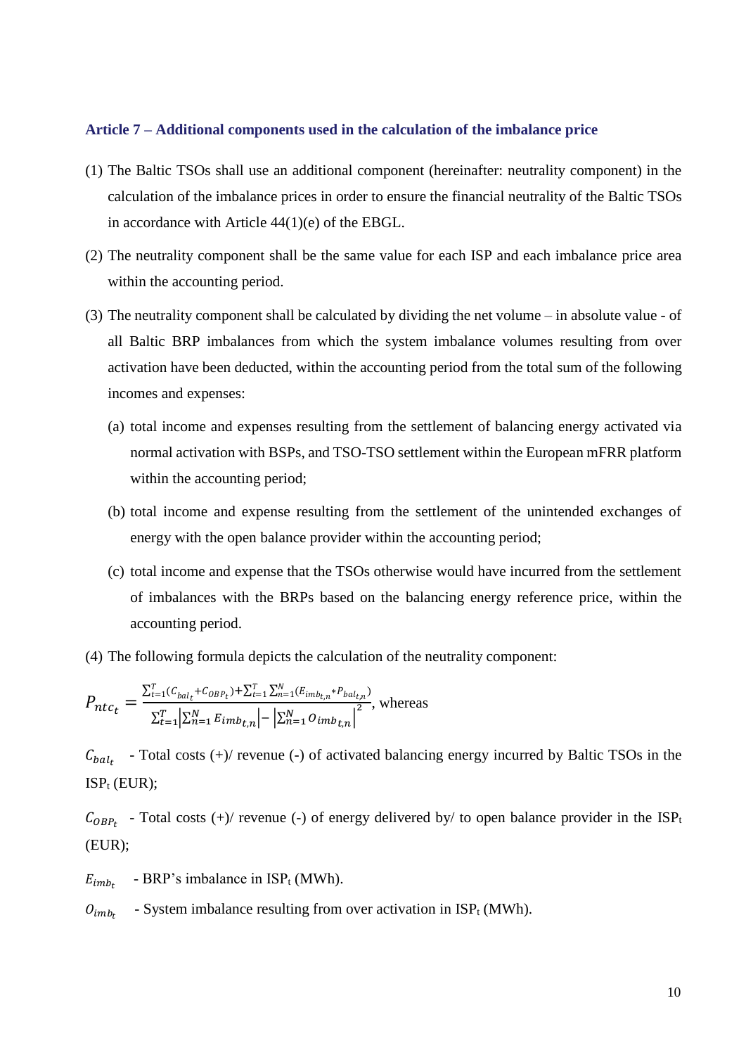### Article 7 – Additional components used in the calculation of the imbalance price

(1) The Baltic TSOs shall use an additional component (hereinafter: neutrality component) in the calculation of the imbalance prices in order to ensure the financial neutrality of the Baltic TSOs in accordance with Article 44(1)(e) of the EBGL.

(2) The neutrality component shall be the same value for each ISP and each imbalance price area within the accounting period.

(3) The neutrality component shall be calculated by dividing the net volume – in absolute value - of all Baltic BRP imbalances from which the system imbalance volumes resulting from over activation have been deducted, within the accounting period from the total sum of the following incomes and expenses:

   (a) total income and expenses resulting from the settlement of balancing energy activated via normal activation with BSPs, and TSO-TSO settlement within the European mFRR platform within the accounting period;

   (b) total income and expense resulting from the settlement of the unintended exchanges of energy with the open balance provider within the accounting period;

   (c) total income and expense that the TSOs otherwise would have incurred from the settlement of imbalances with the BRPs based on the balancing energy reference price, within the accounting period.

(4) The following formula depicts the calculation of the neutrality component:

$$P_{ntc_t} = \frac{\sum_{t=1}^{T}(C_{bal_t}+C_{OBP_t})+\sum_{t=1}^{T}\sum_{n=1}^{N}(E_{imb_{t,n}}*P_{bal_{t,n}})}{\sum_{t=1}^{T}\left|\sum_{n=1}^{N}E_{imb_{t,n}}\right|-\left|\sum_{n=1}^{N}O_{imb_{t,n}}\right|^{2}}$$, whereas

$C_{bal_t}$ - Total costs (+)/ revenue (-) of activated balancing energy incurred by Baltic TSOs in the $ISP_t$ (EUR);

$C_{OBP_t}$ - Total costs (+)/ revenue (-) of energy delivered by/ to open balance provider in the $ISP_t$ (EUR);

$E_{imb_t}$ - BRP's imbalance in $ISP_t$ (MWh).

$O_{imb_t}$ - System imbalance resulting from over activation in $ISP_t$ (MWh).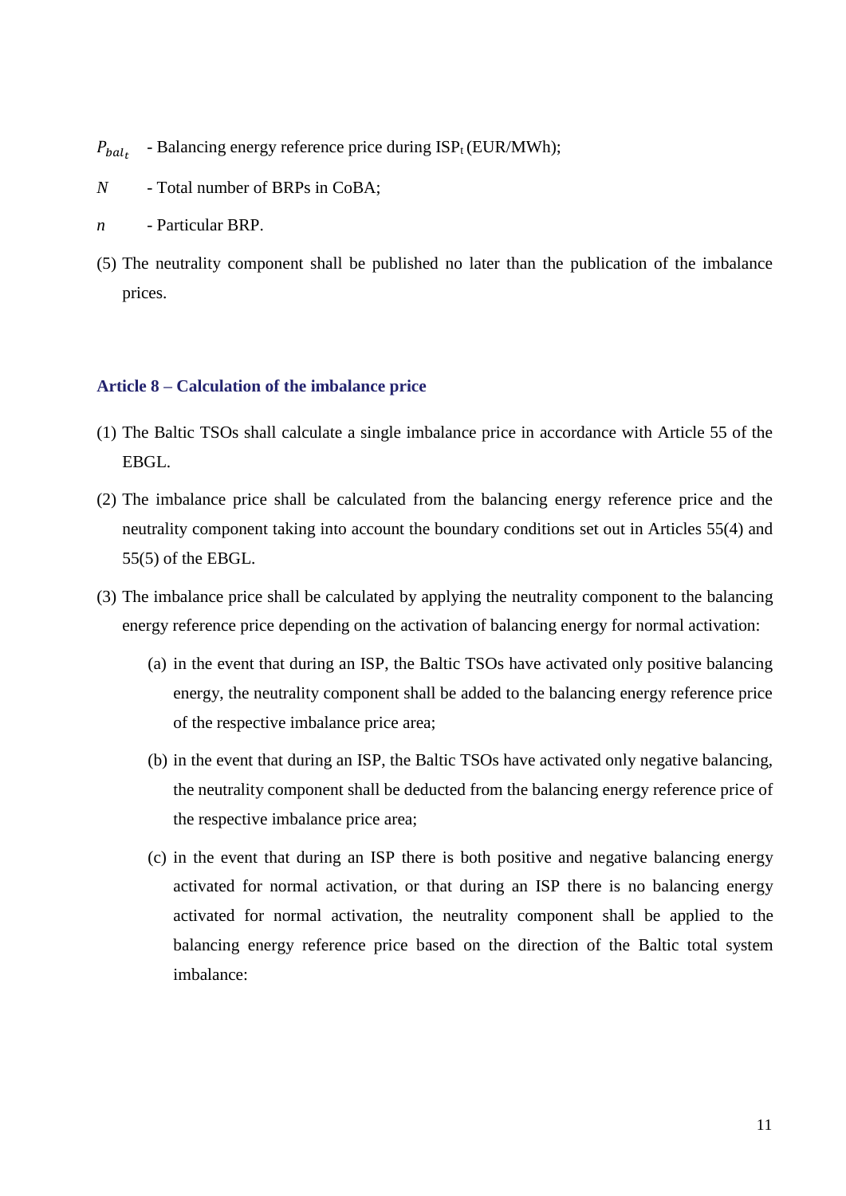$P_{bal_t}$ - Balancing energy reference price during $ISP_t$ (EUR/MWh);

$N$ - Total number of BRPs in CoBA;

$n$ - Particular BRP.

(5) The neutrality component shall be published no later than the publication of the imbalance prices.

### Article 8 – Calculation of the imbalance price

(1) The Baltic TSOs shall calculate a single imbalance price in accordance with Article 55 of the EBGL.

(2) The imbalance price shall be calculated from the balancing energy reference price and the neutrality component taking into account the boundary conditions set out in Articles 55(4) and 55(5) of the EBGL.

(3) The imbalance price shall be calculated by applying the neutrality component to the balancing energy reference price depending on the activation of balancing energy for normal activation:

  (a) in the event that during an ISP, the Baltic TSOs have activated only positive balancing energy, the neutrality component shall be added to the balancing energy reference price of the respective imbalance price area;

  (b) in the event that during an ISP, the Baltic TSOs have activated only negative balancing, the neutrality component shall be deducted from the balancing energy reference price of the respective imbalance price area;

  (c) in the event that during an ISP there is both positive and negative balancing energy activated for normal activation, or that during an ISP there is no balancing energy activated for normal activation, the neutrality component shall be applied to the balancing energy reference price based on the direction of the Baltic total system imbalance: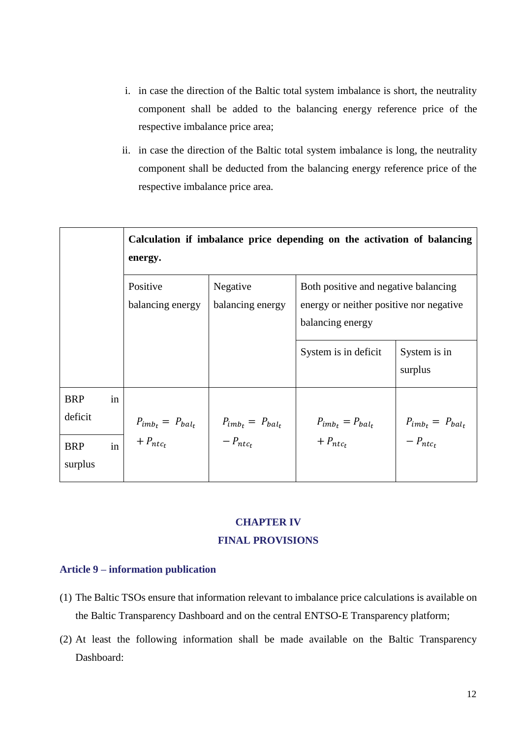i. in case the direction of the Baltic total system imbalance is short, the neutrality component shall be added to the balancing energy reference price of the respective imbalance price area;

ii. in case the direction of the Baltic total system imbalance is long, the neutrality component shall be deducted from the balancing energy reference price of the respective imbalance price area.

| | **Calculation if imbalance price depending on the activation of balancing energy.** | | | |
|---|---|---|---|---|
| | Positive balancing energy | Negative balancing energy | Both positive and negative balancing energy or neither positive nor negative balancing energy | |
| | | | System is in deficit | System is in surplus |
| BRP in deficit | $P_{imb_t} = P_{bal_t} + P_{ntc_t}$ | $P_{imb_t} = P_{bal_t} - P_{ntc_t}$ | $P_{imb_t} = P_{bal_t} + P_{ntc_t}$ | $P_{imb_t} = P_{bal_t} - P_{ntc_t}$ |
| BRP in surplus | | | | |

## CHAPTER IV
## FINAL PROVISIONS

### Article 9 – information publication

(1) The Baltic TSOs ensure that information relevant to imbalance price calculations is available on the Baltic Transparency Dashboard and on the central ENTSO-E Transparency platform;

(2) At least the following information shall be made available on the Baltic Transparency Dashboard: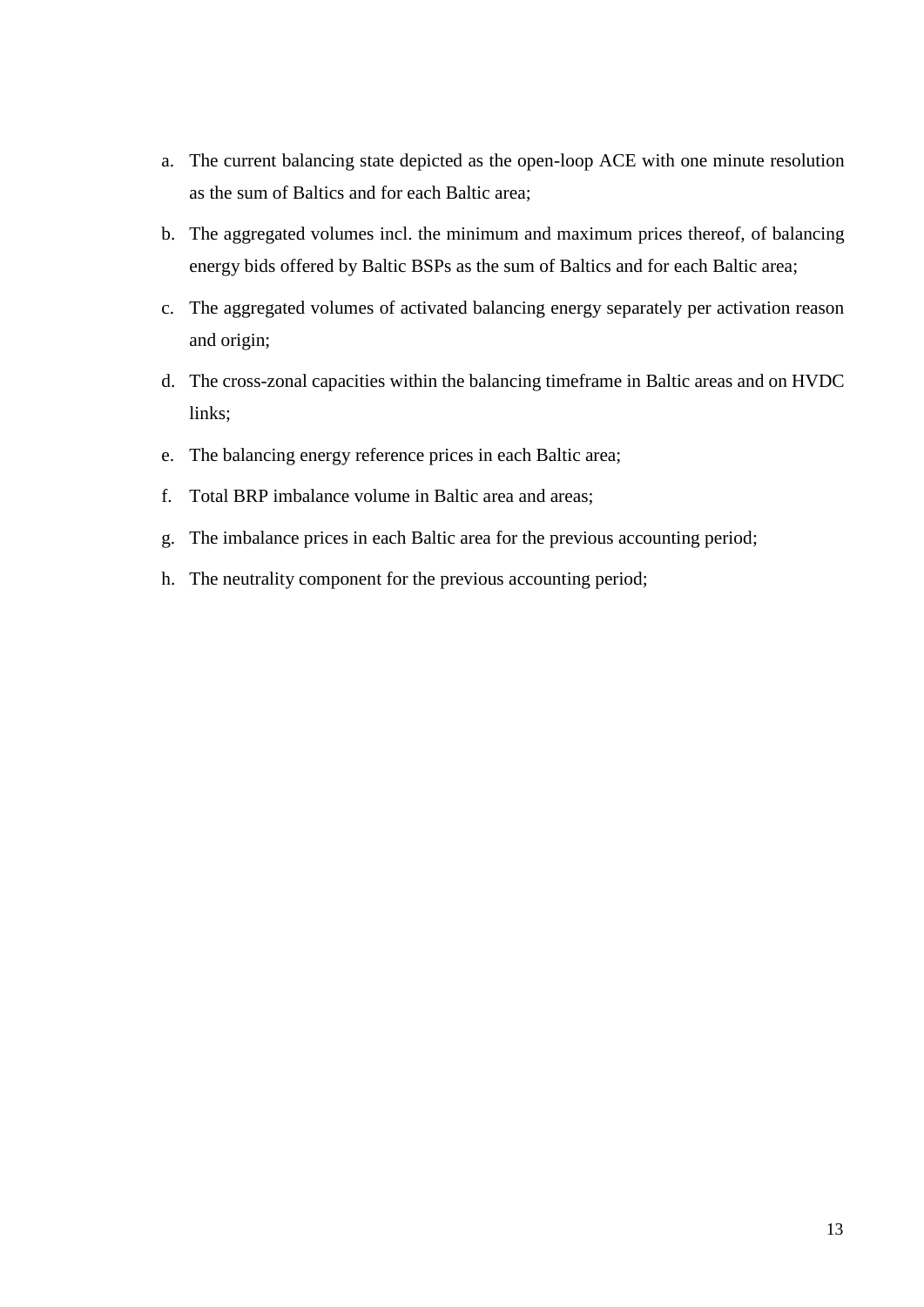a. The current balancing state depicted as the open-loop ACE with one minute resolution as the sum of Baltics and for each Baltic area;
b. The aggregated volumes incl. the minimum and maximum prices thereof, of balancing energy bids offered by Baltic BSPs as the sum of Baltics and for each Baltic area;
c. The aggregated volumes of activated balancing energy separately per activation reason and origin;
d. The cross-zonal capacities within the balancing timeframe in Baltic areas and on HVDC links;
e. The balancing energy reference prices in each Baltic area;
f. Total BRP imbalance volume in Baltic area and areas;
g. The imbalance prices in each Baltic area for the previous accounting period;
h. The neutrality component for the previous accounting period;